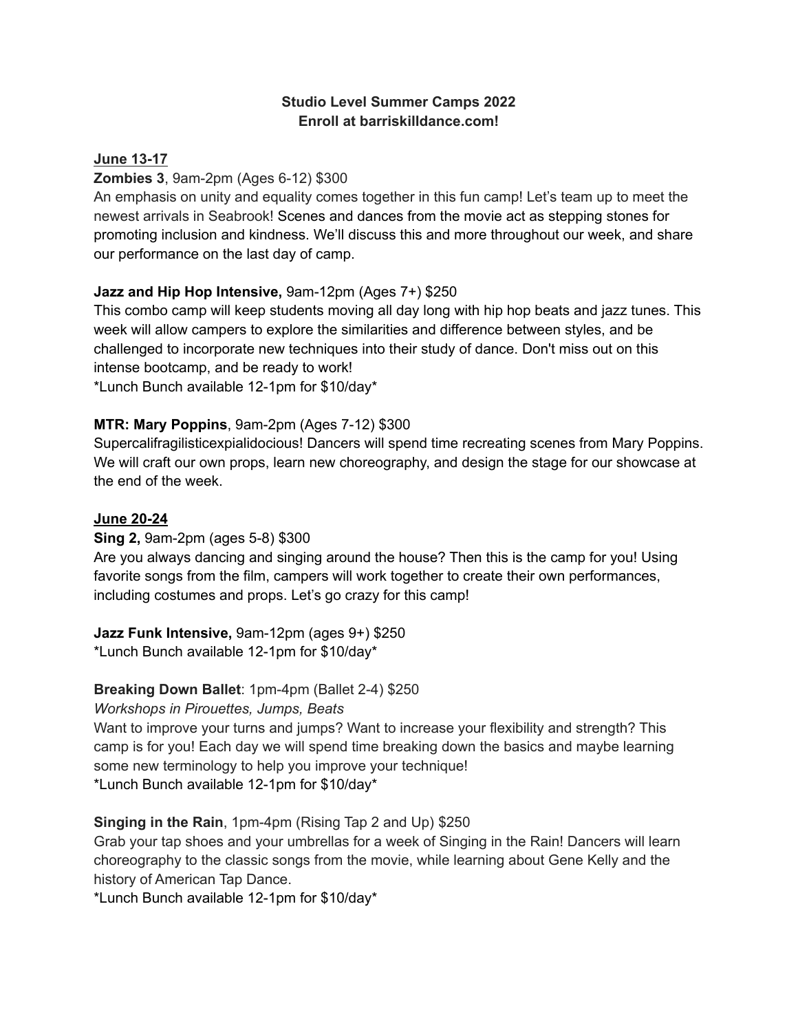**Studio Level Summer Camps 2022**
**Enroll at barriskilldance.com!**

<u>**June 13-17**</u>

**Zombies 3**, 9am-2pm (Ages 6-12) $300
An emphasis on unity and equality comes together in this fun camp! Let's team up to meet the newest arrivals in Seabrook! Scenes and dances from the movie act as stepping stones for promoting inclusion and kindness. We'll discuss this and more throughout our week, and share our performance on the last day of camp.

**Jazz and Hip Hop Intensive,** 9am-12pm (Ages 7+) $250
This combo camp will keep students moving all day long with hip hop beats and jazz tunes. This week will allow campers to explore the similarities and difference between styles, and be challenged to incorporate new techniques into their study of dance. Don't miss out on this intense bootcamp, and be ready to work!
*Lunch Bunch available 12-1pm for $10/day*

**MTR: Mary Poppins**, 9am-2pm (Ages 7-12) $300
Supercalifragilisticexpialidocious! Dancers will spend time recreating scenes from Mary Poppins. We will craft our own props, learn new choreography, and design the stage for our showcase at the end of the week.

<u>**June 20-24**</u>

**Sing 2,** 9am-2pm (ages 5-8) $300
Are you always dancing and singing around the house? Then this is the camp for you! Using favorite songs from the film, campers will work together to create their own performances, including costumes and props. Let's go crazy for this camp!

**Jazz Funk Intensive,** 9am-12pm (ages 9+) $250
*Lunch Bunch available 12-1pm for $10/day*

**Breaking Down Ballet**: 1pm-4pm (Ballet 2-4) $250
*Workshops in Pirouettes, Jumps, Beats*
Want to improve your turns and jumps? Want to increase your flexibility and strength? This camp is for you! Each day we will spend time breaking down the basics and maybe learning some new terminology to help you improve your technique!
*Lunch Bunch available 12-1pm for $10/day*

**Singing in the Rain**, 1pm-4pm (Rising Tap 2 and Up) $250
Grab your tap shoes and your umbrellas for a week of Singing in the Rain! Dancers will learn choreography to the classic songs from the movie, while learning about Gene Kelly and the history of American Tap Dance.
*Lunch Bunch available 12-1pm for $10/day*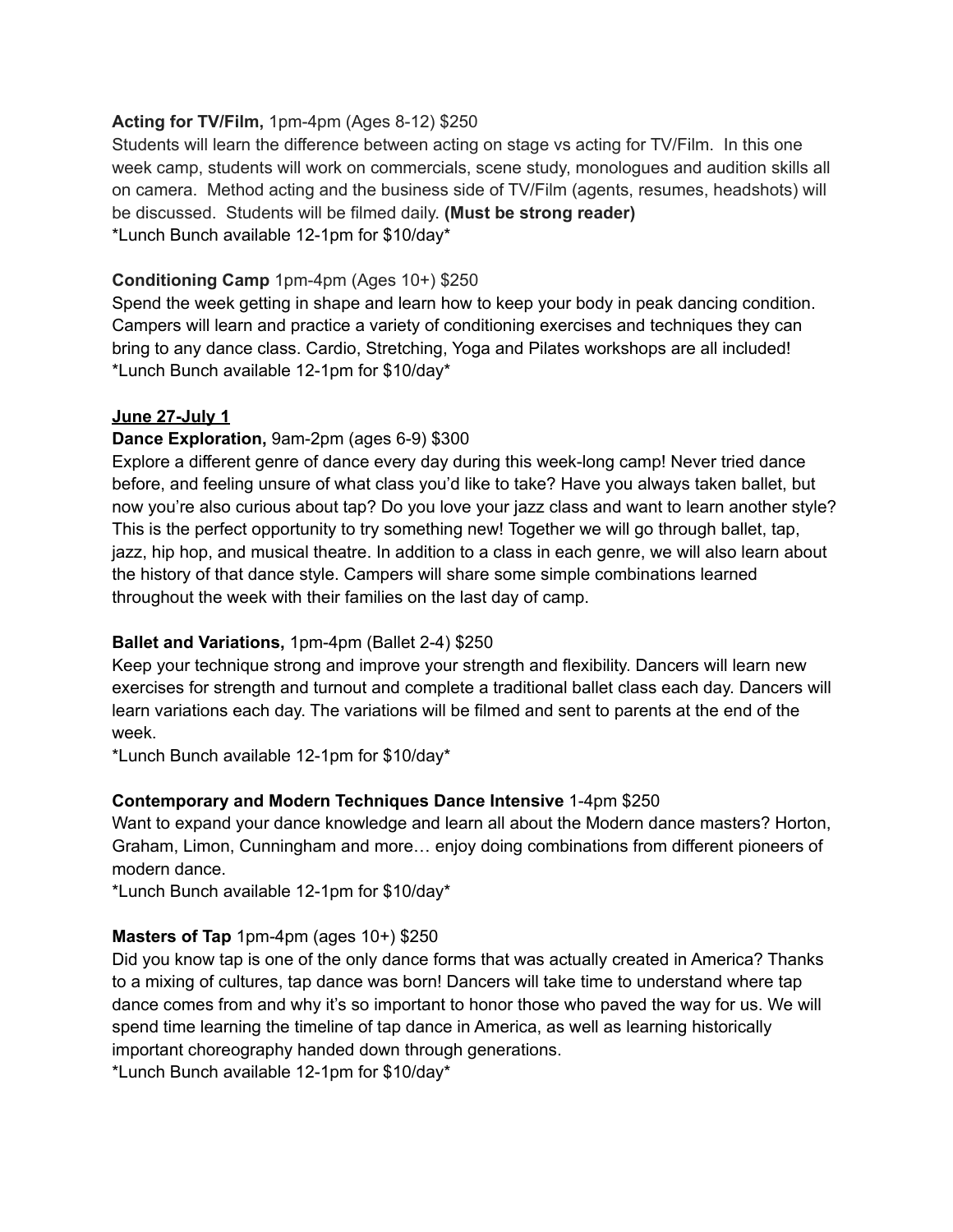**Acting for TV/Film,** 1pm-4pm (Ages 8-12) $250

Students will learn the difference between acting on stage vs acting for TV/Film. In this one week camp, students will work on commercials, scene study, monologues and audition skills all on camera. Method acting and the business side of TV/Film (agents, resumes, headshots) will be discussed. Students will be filmed daily. **(Must be strong reader)**

*Lunch Bunch available 12-1pm for $10/day*

**Conditioning Camp** 1pm-4pm (Ages 10+) $250

Spend the week getting in shape and learn how to keep your body in peak dancing condition. Campers will learn and practice a variety of conditioning exercises and techniques they can bring to any dance class. Cardio, Stretching, Yoga and Pilates workshops are all included!

*Lunch Bunch available 12-1pm for $10/day*

**<u>June 27-July 1</u>**

**Dance Exploration,** 9am-2pm (ages 6-9) $300

Explore a different genre of dance every day during this week-long camp! Never tried dance before, and feeling unsure of what class you'd like to take? Have you always taken ballet, but now you're also curious about tap? Do you love your jazz class and want to learn another style? This is the perfect opportunity to try something new! Together we will go through ballet, tap, jazz, hip hop, and musical theatre. In addition to a class in each genre, we will also learn about the history of that dance style. Campers will share some simple combinations learned throughout the week with their families on the last day of camp.

**Ballet and Variations,** 1pm-4pm (Ballet 2-4) $250

Keep your technique strong and improve your strength and flexibility. Dancers will learn new exercises for strength and turnout and complete a traditional ballet class each day. Dancers will learn variations each day. The variations will be filmed and sent to parents at the end of the week.

*Lunch Bunch available 12-1pm for $10/day*

**Contemporary and Modern Techniques Dance Intensive** 1-4pm $250

Want to expand your dance knowledge and learn all about the Modern dance masters? Horton, Graham, Limon, Cunningham and more… enjoy doing combinations from different pioneers of modern dance.

*Lunch Bunch available 12-1pm for $10/day*

**Masters of Tap** 1pm-4pm (ages 10+) $250

Did you know tap is one of the only dance forms that was actually created in America? Thanks to a mixing of cultures, tap dance was born! Dancers will take time to understand where tap dance comes from and why it's so important to honor those who paved the way for us. We will spend time learning the timeline of tap dance in America, as well as learning historically important choreography handed down through generations.

*Lunch Bunch available 12-1pm for $10/day*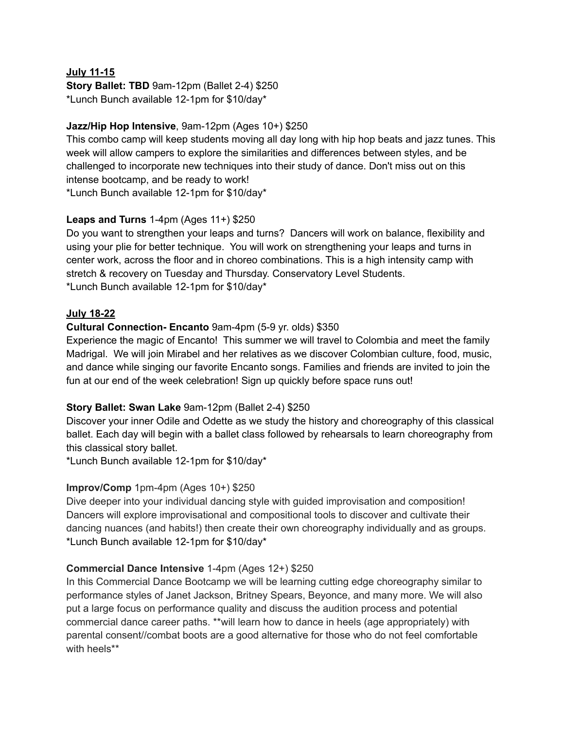**<u>July 11-15</u>**

**Story Ballet: TBD** 9am-12pm (Ballet 2-4) $250
*Lunch Bunch available 12-1pm for $10/day*

**Jazz/Hip Hop Intensive**, 9am-12pm (Ages 10+) $250
This combo camp will keep students moving all day long with hip hop beats and jazz tunes. This week will allow campers to explore the similarities and differences between styles, and be challenged to incorporate new techniques into their study of dance. Don't miss out on this intense bootcamp, and be ready to work!
*Lunch Bunch available 12-1pm for $10/day*

**Leaps and Turns** 1-4pm (Ages 11+) $250
Do you want to strengthen your leaps and turns? Dancers will work on balance, flexibility and using your plie for better technique. You will work on strengthening your leaps and turns in center work, across the floor and in choreo combinations. This is a high intensity camp with stretch & recovery on Tuesday and Thursday. Conservatory Level Students.
*Lunch Bunch available 12-1pm for $10/day*

**<u>July 18-22</u>**

**Cultural Connection- Encanto** 9am-4pm (5-9 yr. olds) $350
Experience the magic of Encanto! This summer we will travel to Colombia and meet the family Madrigal. We will join Mirabel and her relatives as we discover Colombian culture, food, music, and dance while singing our favorite Encanto songs. Families and friends are invited to join the fun at our end of the week celebration! Sign up quickly before space runs out!

**Story Ballet: Swan Lake** 9am-12pm (Ballet 2-4) $250
Discover your inner Odile and Odette as we study the history and choreography of this classical ballet. Each day will begin with a ballet class followed by rehearsals to learn choreography from this classical story ballet.
*Lunch Bunch available 12-1pm for $10/day*

**Improv/Comp** 1pm-4pm (Ages 10+) $250
Dive deeper into your individual dancing style with guided improvisation and composition! Dancers will explore improvisational and compositional tools to discover and cultivate their dancing nuances (and habits!) then create their own choreography individually and as groups.
*Lunch Bunch available 12-1pm for $10/day*

**Commercial Dance Intensive** 1-4pm (Ages 12+) $250
In this Commercial Dance Bootcamp we will be learning cutting edge choreography similar to performance styles of Janet Jackson, Britney Spears, Beyonce, and many more. We will also put a large focus on performance quality and discuss the audition process and potential commercial dance career paths. **will learn how to dance in heels (age appropriately) with parental consent//combat boots are a good alternative for those who do not feel comfortable with heels**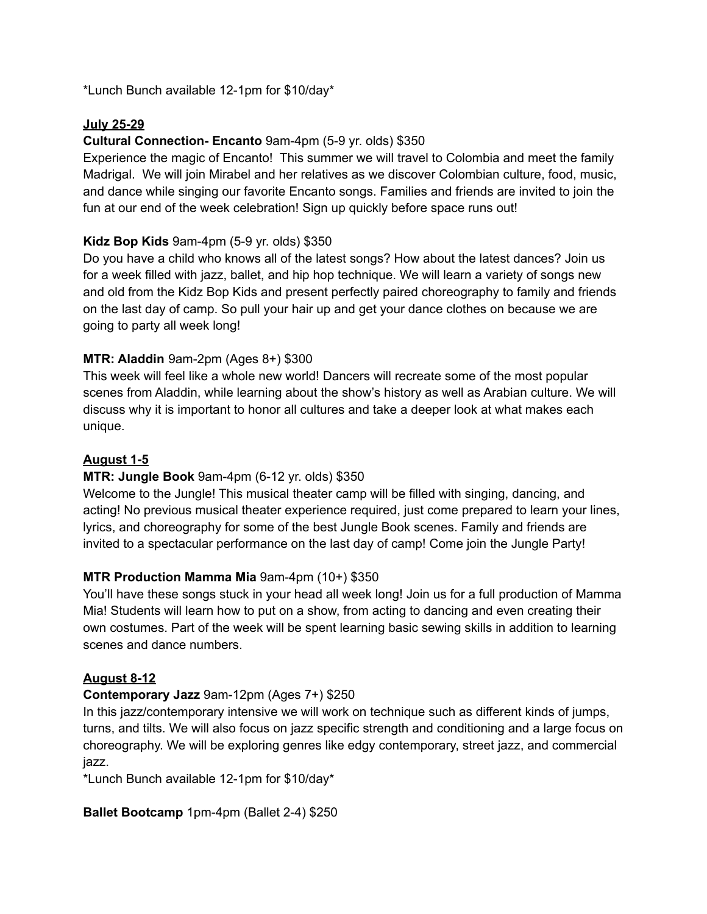*Lunch Bunch available 12-1pm for $10/day*

**July 25-29**

**Cultural Connection- Encanto** 9am-4pm (5-9 yr. olds) $350
Experience the magic of Encanto! This summer we will travel to Colombia and meet the family Madrigal. We will join Mirabel and her relatives as we discover Colombian culture, food, music, and dance while singing our favorite Encanto songs. Families and friends are invited to join the fun at our end of the week celebration! Sign up quickly before space runs out!

**Kidz Bop Kids** 9am-4pm (5-9 yr. olds) $350
Do you have a child who knows all of the latest songs? How about the latest dances? Join us for a week filled with jazz, ballet, and hip hop technique. We will learn a variety of songs new and old from the Kidz Bop Kids and present perfectly paired choreography to family and friends on the last day of camp. So pull your hair up and get your dance clothes on because we are going to party all week long!

**MTR: Aladdin** 9am-2pm (Ages 8+) $300
This week will feel like a whole new world! Dancers will recreate some of the most popular scenes from Aladdin, while learning about the show's history as well as Arabian culture. We will discuss why it is important to honor all cultures and take a deeper look at what makes each unique.

**August 1-5**

**MTR: Jungle Book** 9am-4pm (6-12 yr. olds) $350
Welcome to the Jungle! This musical theater camp will be filled with singing, dancing, and acting! No previous musical theater experience required, just come prepared to learn your lines, lyrics, and choreography for some of the best Jungle Book scenes. Family and friends are invited to a spectacular performance on the last day of camp! Come join the Jungle Party!

**MTR Production Mamma Mia** 9am-4pm (10+) $350
You'll have these songs stuck in your head all week long! Join us for a full production of Mamma Mia! Students will learn how to put on a show, from acting to dancing and even creating their own costumes. Part of the week will be spent learning basic sewing skills in addition to learning scenes and dance numbers.

**August 8-12**

**Contemporary Jazz** 9am-12pm (Ages 7+) $250
In this jazz/contemporary intensive we will work on technique such as different kinds of jumps, turns, and tilts. We will also focus on jazz specific strength and conditioning and a large focus on choreography. We will be exploring genres like edgy contemporary, street jazz, and commercial jazz.
*Lunch Bunch available 12-1pm for $10/day*

**Ballet Bootcamp** 1pm-4pm (Ballet 2-4) $250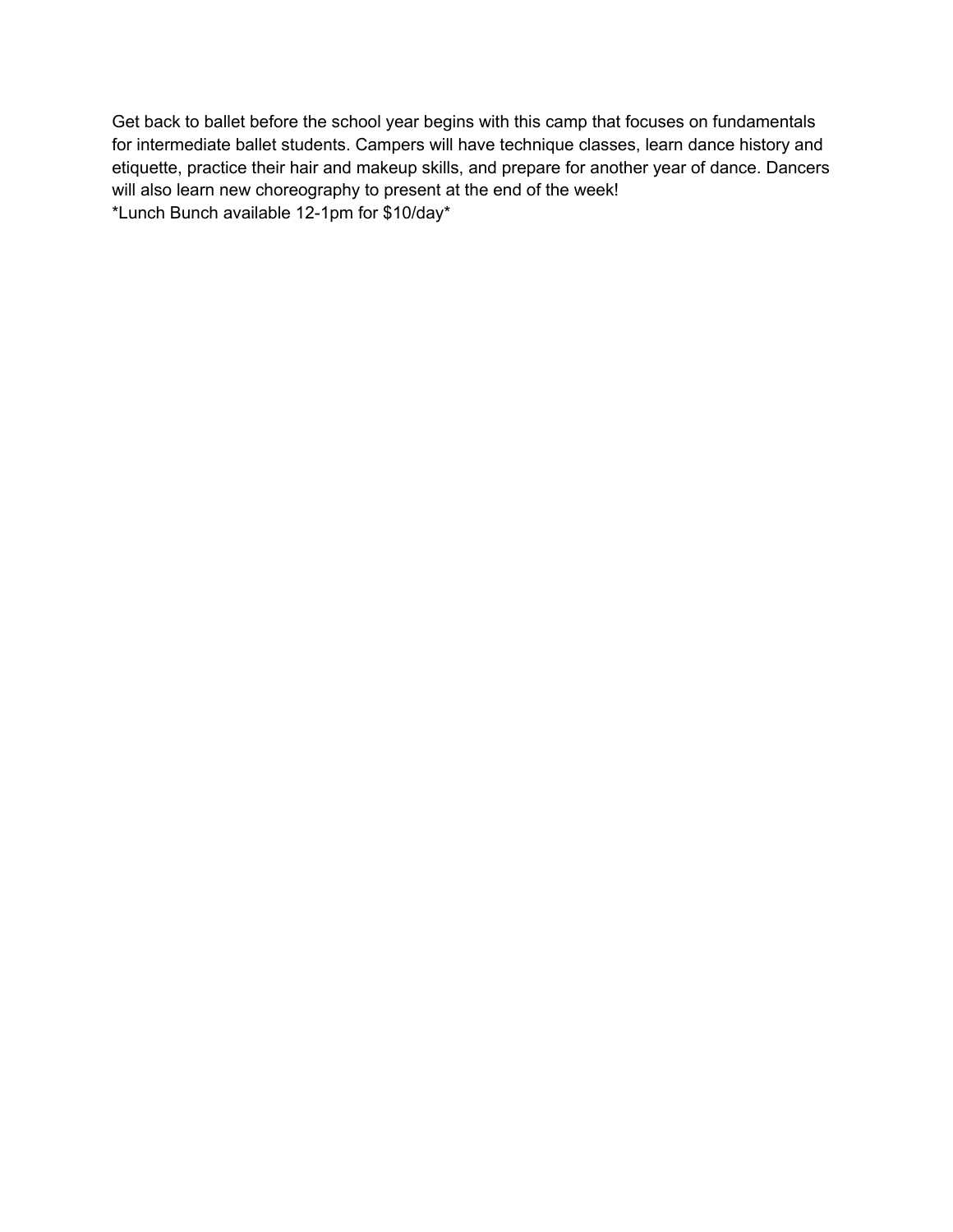Get back to ballet before the school year begins with this camp that focuses on fundamentals for intermediate ballet students. Campers will have technique classes, learn dance history and etiquette, practice their hair and makeup skills, and prepare for another year of dance. Dancers will also learn new choreography to present at the end of the week!

*Lunch Bunch available 12-1pm for $10/day*